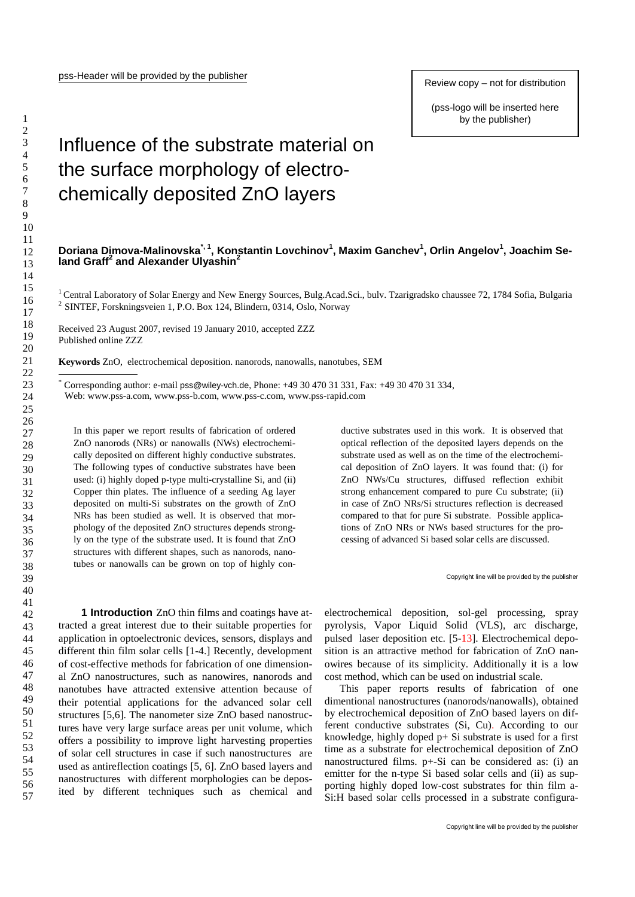Review copy – not for distribution

(pss-logo will be inserted here by the publisher)

# Influence of the substrate material on the surface morphology of electro-chemically deposited ZnO layers

**Doriana Dimova-Malinovska[*, 1], Konstantin Lovchinov[1], Maxim Ganchev[1], Orlin Angelov[1], Joachim Seland Graff[2] and Alexander Ulyashin[2]**

[1] Central Laboratory of Solar Energy and New Energy Sources, Bulg.Acad.Sci., bulv. Tzarigradsko chaussee 72, 1784 Sofia, Bulgaria
[2] SINTEF, Forskningsveien 1, P.O. Box 124, Blindern, 0314, Oslo, Norway

Received 23 August 2007, revised 19 January 2010, accepted ZZZ
Published online ZZZ

**Keywords** ZnO, electrochemical deposition. nanorods, nanowalls, nanotubes, SEM

[*] Corresponding author: e-mail pss@wiley-vch.de, Phone: +49 30 470 31 331, Fax: +49 30 470 31 334, Web: www.pss-a.com, www.pss-b.com, www.pss-c.com, www.pss-rapid.com

In this paper we report results of fabrication of ordered ZnO nanorods (NRs) or nanowalls (NWs) electrochemically deposited on different highly conductive substrates. The following types of conductive substrates have been used: (i) highly doped p-type multi-crystalline Si, and (ii) Copper thin plates. The influence of a seeding Ag layer deposited on multi-Si substrates on the growth of ZnO NRs has been studied as well. It is observed that morphology of the deposited ZnO structures depends strongly on the type of the substrate used. It is found that ZnO structures with different shapes, such as nanorods, nanotubes or nanowalls can be grown on top of highly conductive substrates used in this work. It is observed that optical reflection of the deposited layers depends on the substrate used as well as on the time of the electrochemical deposition of ZnO layers. It was found that: (i) for ZnO NWs/Cu structures, diffused reflection exhibit strong enhancement compared to pure Cu substrate; (ii) in case of ZnO NRs/Si structures reflection is decreased compared to that for pure Si substrate. Possible applications of ZnO NRs or NWs based structures for the processing of advanced Si based solar cells are discussed.

## 1 Introduction

ZnO thin films and coatings have attracted a great interest due to their suitable properties for application in optoelectronic devices, sensors, displays and different thin film solar cells [1-4.] Recently, development of cost-effective methods for fabrication of one dimensional ZnO nanostructures, such as nanowires, nanorods and nanotubes have attracted extensive attention because of their potential applications for the advanced solar cell structures [5,6]. The nanometer size ZnO based nanostructures have very large surface areas per unit volume, which offers a possibility to improve light harvesting properties of solar cell structures in case if such nanostructures are used as antireflection coatings [5, 6]. ZnO based layers and nanostructures with different morphologies can be deposited by different techniques such as chemical and electrochemical deposition, sol-gel processing, spray pyrolysis, Vapor Liquid Solid (VLS), arc discharge, pulsed laser deposition etc. [5-13]. Electrochemical deposition is an attractive method for fabrication of ZnO nanowires because of its simplicity. Additionally it is a low cost method, which can be used on industrial scale.

This paper reports results of fabrication of one dimentional nanostructures (nanorods/nanowalls), obtained by electrochemical deposition of ZnO based layers on different conductive substrates (Si, Cu). According to our knowledge, highly doped p+ Si substrate is used for a first time as a substrate for electrochemical deposition of ZnO nanostructured films. p+-Si can be considered as: (i) an emitter for the n-type Si based solar cells and (ii) as supporting highly doped low-cost substrates for thin film a-Si:H based solar cells processed in a substrate configura-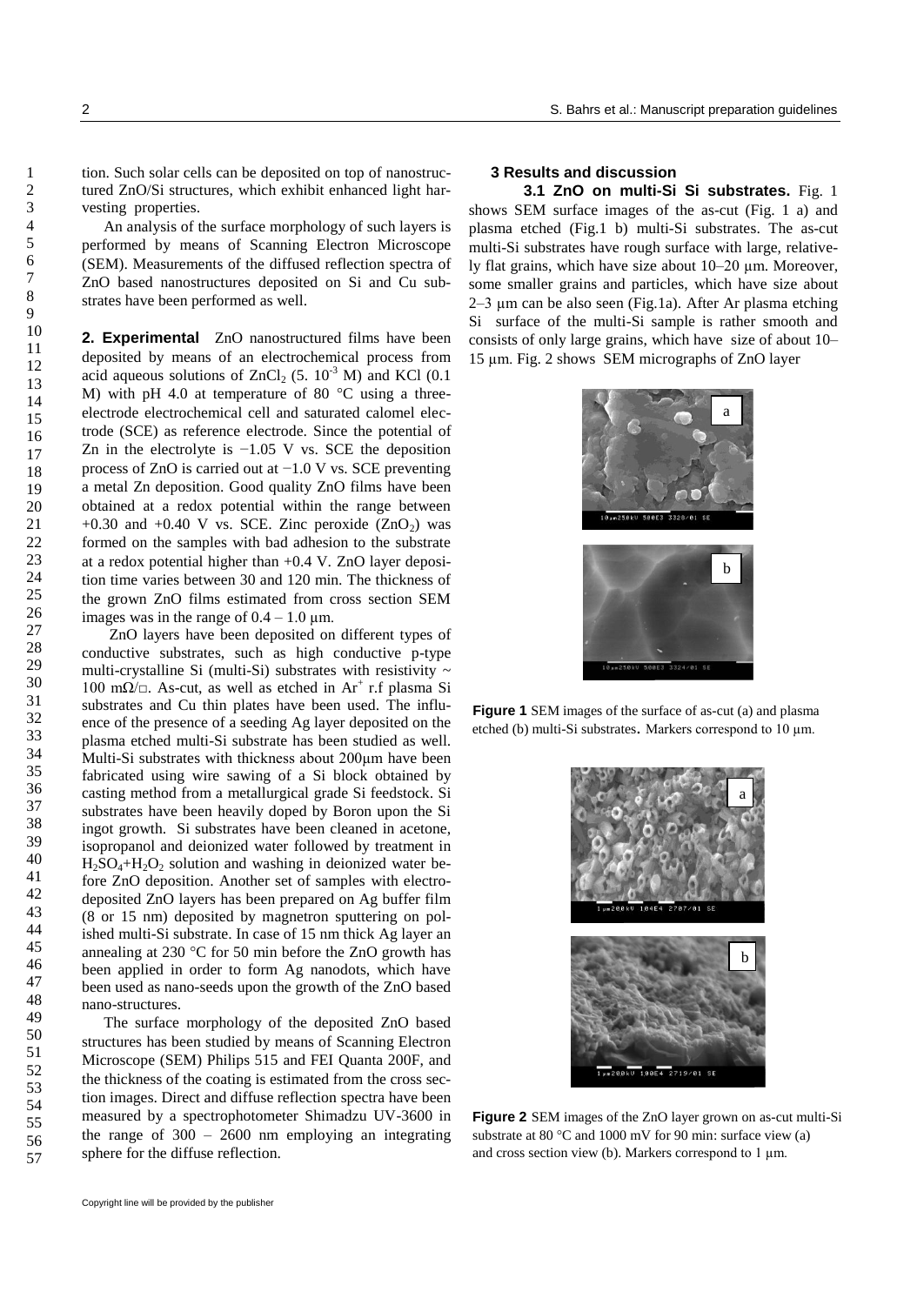tion. Such solar cells can be deposited on top of nanostructured ZnO/Si structures, which exhibit enhanced light harvesting properties.

An analysis of the surface morphology of such layers is performed by means of Scanning Electron Microscope (SEM). Measurements of the diffused reflection spectra of ZnO based nanostructures deposited on Si and Cu substrates have been performed as well.

**2. Experimental** ZnO nanostructured films have been deposited by means of an electrochemical process from acid aqueous solutions of $ZnCl_2$ (5. $10^{-3}$ M) and KCl (0.1 M) with pH 4.0 at temperature of 80 °C using a three-electrode electrochemical cell and saturated calomel electrode (SCE) as reference electrode. Since the potential of Zn in the electrolyte is −1.05 V vs. SCE the deposition process of ZnO is carried out at −1.0 V vs. SCE preventing a metal Zn deposition. Good quality ZnO films have been obtained at a redox potential within the range between +0.30 and +0.40 V vs. SCE. Zinc peroxide ($ZnO_2$) was formed on the samples with bad adhesion to the substrate at a redox potential higher than +0.4 V. ZnO layer deposition time varies between 30 and 120 min. The thickness of the grown ZnO films estimated from cross section SEM images was in the range of 0.4 – 1.0 μm.

ZnO layers have been deposited on different types of conductive substrates, such as high conductive p-type multi-crystalline Si (multi-Si) substrates with resistivity ~ 100 mΩ/□. As-cut, as well as etched in $Ar^+$ r.f plasma Si substrates and Cu thin plates have been used. The influence of the presence of a seeding Ag layer deposited on the plasma etched multi-Si substrate has been studied as well. Multi-Si substrates with thickness about 200μm have been fabricated using wire sawing of a Si block obtained by casting method from a metallurgical grade Si feedstock. Si substrates have been heavily doped by Boron upon the Si ingot growth. Si substrates have been cleaned in acetone, isopropanol and deionized water followed by treatment in $H_2SO_4$+$H_2O_2$ solution and washing in deionized water before ZnO deposition. Another set of samples with electrodeposited ZnO layers has been prepared on Ag buffer film (8 or 15 nm) deposited by magnetron sputtering on polished multi-Si substrate. In case of 15 nm thick Ag layer an annealing at 230 °C for 50 min before the ZnO growth has been applied in order to form Ag nanodots, which have been used as nano-seeds upon the growth of the ZnO based nano-structures.

The surface morphology of the deposited ZnO based structures has been studied by means of Scanning Electron Microscope (SEM) Philips 515 and FEI Quanta 200F, and the thickness of the coating is estimated from the cross section images. Direct and diffuse reflection spectra have been measured by a spectrophotometer Shimadzu UV-3600 in the range of 300 – 2600 nm employing an integrating sphere for the diffuse reflection.

**3 Results and discussion**

**3.1 ZnO on multi-Si Si substrates.** Fig. 1 shows SEM surface images of the as-cut (Fig. 1 a) and plasma etched (Fig.1 b) multi-Si substrates. The as-cut multi-Si substrates have rough surface with large, relatively flat grains, which have size about 10–20 μm. Moreover, some smaller grains and particles, which have size about 2–3 μm can be also seen (Fig.1a). After Ar plasma etching Si surface of the multi-Si sample is rather smooth and consists of only large grains, which have size of about 10–15 μm. Fig. 2 shows SEM micrographs of ZnO layer

**Figure 1** SEM images of the surface of as-cut (a) and plasma etched (b) multi-Si substrates. Markers correspond to 10 μm.

**Figure 2** SEM images of the ZnO layer grown on as-cut multi-Si substrate at 80 °C and 1000 mV for 90 min: surface view (a) and cross section view (b). Markers correspond to 1 μm.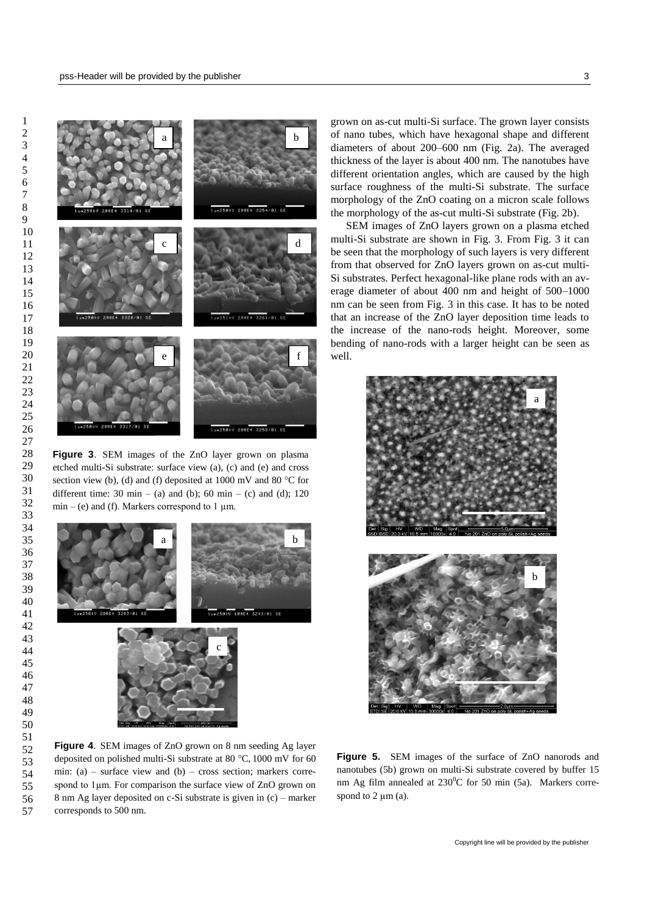**Figure 3**. SEM images of the ZnO layer grown on plasma etched multi-Si substrate: surface view (a), (c) and (e) and cross section view (b), (d) and (f) deposited at 1000 mV and 80 °C for different time: 30 min – (a) and (b); 60 min – (c) and (d); 120 min – (e) and (f). Markers correspond to 1 μm.

**Figure 4**. SEM images of ZnO grown on 8 nm seeding Ag layer deposited on polished multi-Si substrate at 80 °C, 1000 mV for 60 min: (a) – surface view and (b) – cross section; markers correspond to 1μm. For comparison the surface view of ZnO grown on 8 nm Ag layer deposited on c-Si substrate is given in (c) – marker corresponds to 500 nm.

grown on as-cut multi-Si surface. The grown layer consists of nano tubes, which have hexagonal shape and different diameters of about 200–600 nm (Fig. 2a). The averaged thickness of the layer is about 400 nm. The nanotubes have different orientation angles, which are caused by the high surface roughness of the multi-Si substrate. The surface morphology of the ZnO coating on a micron scale follows the morphology of the as-cut multi-Si substrate (Fig. 2b).

SEM images of ZnO layers grown on a plasma etched multi-Si substrate are shown in Fig. 3. From Fig. 3 it can be seen that the morphology of such layers is very different from that observed for ZnO layers grown on as-cut multi-Si substrates. Perfect hexagonal-like plane rods with an average diameter of about 400 nm and height of 500–1000 nm can be seen from Fig. 3 in this case. It has to be noted that an increase of the ZnO layer deposition time leads to the increase of the nano-rods height. Moreover, some bending of nano-rods with a larger height can be seen as well.

**Figure 5.** SEM images of the surface of ZnO nanorods and nanotubes (5b) grown on multi-Si substrate covered by buffer 15 nm Ag film annealed at $230^0$C for 50 min (5a). Markers correspond to 2 μm (a).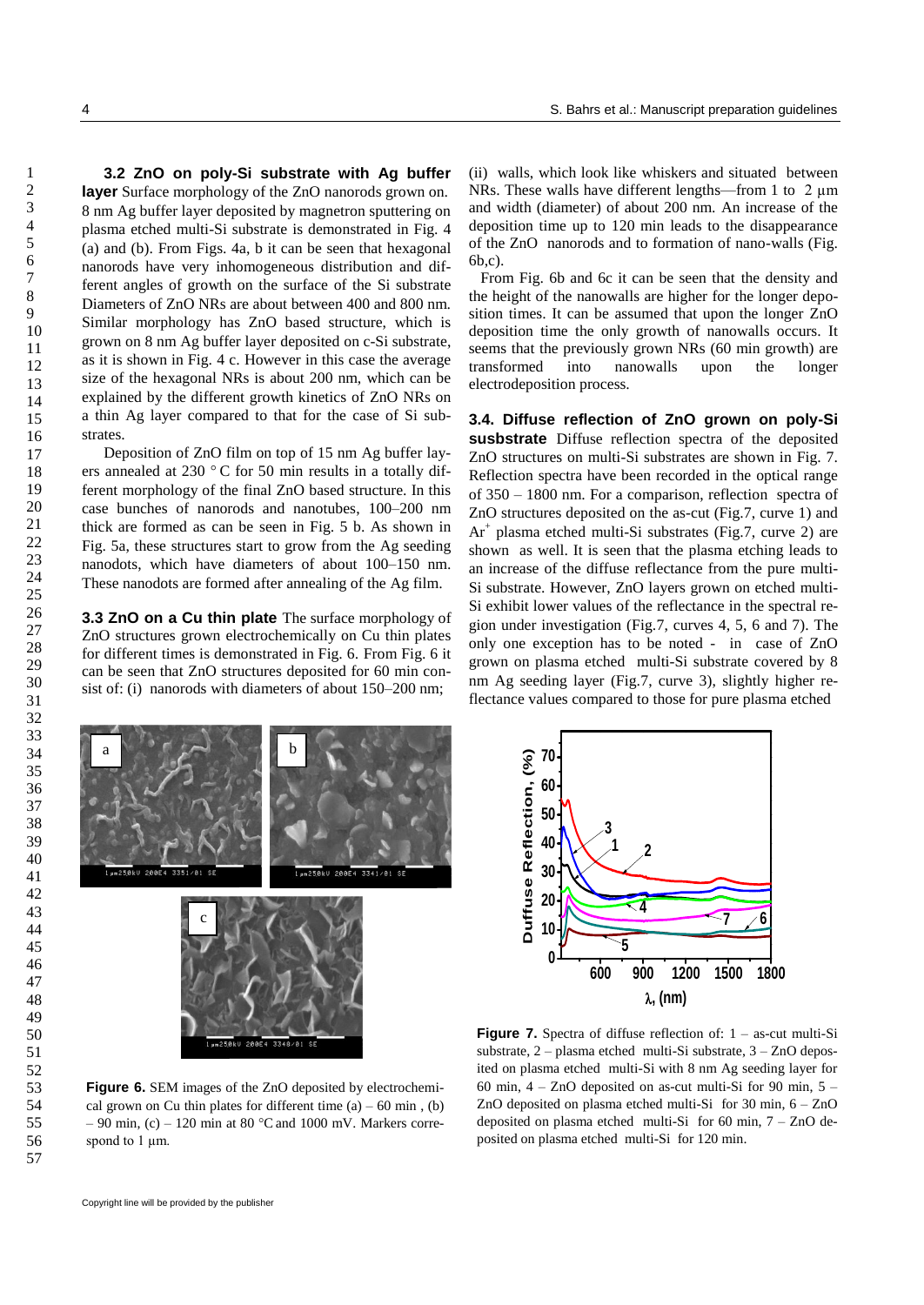**3.2 ZnO on poly-Si substrate with Ag buffer layer** Surface morphology of the ZnO nanorods grown on. 8 nm Ag buffer layer deposited by magnetron sputtering on plasma etched multi-Si substrate is demonstrated in Fig. 4 (a) and (b). From Figs. 4a, b it can be seen that hexagonal nanorods have very inhomogeneous distribution and different angles of growth on the surface of the Si substrate Diameters of ZnO NRs are about between 400 and 800 nm. Similar morphology has ZnO based structure, which is grown on 8 nm Ag buffer layer deposited on c-Si substrate, as it is shown in Fig. 4 c. However in this case the average size of the hexagonal NRs is about 200 nm, which can be explained by the different growth kinetics of ZnO NRs on a thin Ag layer compared to that for the case of Si substrates.

Deposition of ZnO film on top of 15 nm Ag buffer layers annealed at 230 °C for 50 min results in a totally different morphology of the final ZnO based structure. In this case bunches of nanorods and nanotubes, 100–200 nm thick are formed as can be seen in Fig. 5 b. As shown in Fig. 5a, these structures start to grow from the Ag seeding nanodots, which have diameters of about 100–150 nm. These nanodots are formed after annealing of the Ag film.

**3.3 ZnO on a Cu thin plate** The surface morphology of ZnO structures grown electrochemically on Cu thin plates for different times is demonstrated in Fig. 6. From Fig. 6 it can be seen that ZnO structures deposited for 60 min consist of: (i) nanorods with diameters of about 150–200 nm; (ii) walls, which look like whiskers and situated between NRs. These walls have different lengths—from 1 to 2 µm and width (diameter) of about 200 nm. An increase of the deposition time up to 120 min leads to the disappearance of the ZnO nanorods and to formation of nano-walls (Fig. 6b,c).

From Fig. 6b and 6c it can be seen that the density and the height of the nanowalls are higher for the longer deposition times. It can be assumed that upon the longer ZnO deposition time the only growth of nanowalls occurs. It seems that the previously grown NRs (60 min growth) are transformed into nanowalls upon the longer electrodeposition process.

**3.4. Diffuse reflection of ZnO grown on poly-Si susbstrate** Diffuse reflection spectra of the deposited ZnO structures on multi-Si substrates are shown in Fig. 7. Reflection spectra have been recorded in the optical range of 350 – 1800 nm. For a comparison, reflection spectra of ZnO structures deposited on the as-cut (Fig.7, curve 1) and $Ar^+$ plasma etched multi-Si substrates (Fig.7, curve 2) are shown as well. It is seen that the plasma etching leads to an increase of the diffuse reflectance from the pure multi-Si substrate. However, ZnO layers grown on etched multi-Si exhibit lower values of the reflectance in the spectral region under investigation (Fig.7, curves 4, 5, 6 and 7). The only one exception has to be noted - in case of ZnO grown on plasma etched multi-Si substrate covered by 8 nm Ag seeding layer (Fig.7, curve 3), slightly higher reflectance values compared to those for pure plasma etched

**Figure 6.** SEM images of the ZnO deposited by electrochemical grown on Cu thin plates for different time (a) – 60 min , (b) – 90 min, (c) – 120 min at 80 °C and 1000 mV. Markers correspond to 1 µm.

**Figure 7.** Spectra of diffuse reflection of: 1 – as-cut multi-Si substrate, 2 – plasma etched multi-Si substrate, 3 – ZnO deposited on plasma etched multi-Si with 8 nm Ag seeding layer for 60 min, 4 – ZnO deposited on as-cut multi-Si for 90 min, 5 – ZnO deposited on plasma etched multi-Si for 30 min, 6 – ZnO deposited on plasma etched multi-Si for 60 min, 7 – ZnO deposited on plasma etched multi-Si for 120 min.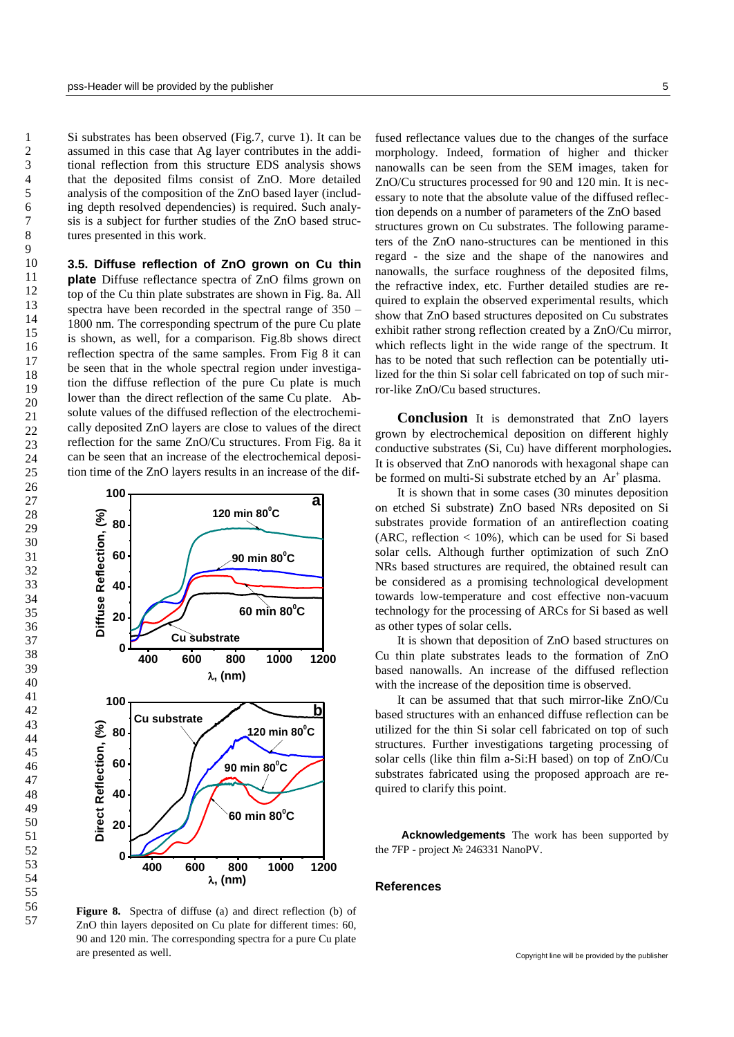Si substrates has been observed (Fig.7, curve 1). It can be assumed in this case that Ag layer contributes in the additional reflection from this structure EDS analysis shows that the deposited films consist of ZnO. More detailed analysis of the composition of the ZnO based layer (including depth resolved dependencies) is required. Such analysis is a subject for further studies of the ZnO based structures presented in this work.

**3.5. Diffuse reflection of ZnO grown on Cu thin plate** Diffuse reflectance spectra of ZnO films grown on top of the Cu thin plate substrates are shown in Fig. 8a. All spectra have been recorded in the spectral range of 350 – 1800 nm. The corresponding spectrum of the pure Cu plate is shown, as well, for a comparison. Fig.8b shows direct reflection spectra of the same samples. From Fig 8 it can be seen that in the whole spectral region under investigation the diffuse reflection of the pure Cu plate is much lower than the direct reflection of the same Cu plate. Absolute values of the diffused reflection of the electrochemically deposited ZnO layers are close to values of the direct reflection for the same ZnO/Cu structures. From Fig. 8a it can be seen that an increase of the electrochemical deposition time of the ZnO layers results in an increase of the diffused reflectance values due to the changes of the surface morphology. Indeed, formation of higher and thicker nanowalls can be seen from the SEM images, taken for ZnO/Cu structures processed for 90 and 120 min. It is necessary to note that the absolute value of the diffused reflection depends on a number of parameters of the ZnO based structures grown on Cu substrates. The following parameters of the ZnO nano-structures can be mentioned in this regard - the size and the shape of the nanowires and nanowalls, the surface roughness of the deposited films, the refractive index, etc. Further detailed studies are required to explain the observed experimental results, which show that ZnO based structures deposited on Cu substrates exhibit rather strong reflection created by a ZnO/Cu mirror, which reflects light in the wide range of the spectrum. It has to be noted that such reflection can be potentially utilized for the thin Si solar cell fabricated on top of such mirror-like ZnO/Cu based structures.

**Figure 8.** Spectra of diffuse (a) and direct reflection (b) of ZnO thin layers deposited on Cu plate for different times: 60, 90 and 120 min. The corresponding spectra for a pure Cu plate are presented as well.

**Conclusion** It is demonstrated that ZnO layers grown by electrochemical deposition on different highly conductive substrates (Si, Cu) have different morphologies**.** It is observed that ZnO nanorods with hexagonal shape can be formed on multi-Si substrate etched by an $Ar^+$ plasma.

It is shown that in some cases (30 minutes deposition on etched Si substrate) ZnO based NRs deposited on Si substrates provide formation of an antireflection coating (ARC, reflection < 10%), which can be used for Si based solar cells. Although further optimization of such ZnO NRs based structures are required, the obtained result can be considered as a promising technological development towards low-temperature and cost effective non-vacuum technology for the processing of ARCs for Si based as well as other types of solar cells.

It is shown that deposition of ZnO based structures on Cu thin plate substrates leads to the formation of ZnO based nanowalls. An increase of the diffused reflection with the increase of the deposition time is observed.

It can be assumed that that such mirror-like ZnO/Cu based structures with an enhanced diffuse reflection can be utilized for the thin Si solar cell fabricated on top of such structures. Further investigations targeting processing of solar cells (like thin film a-Si:H based) on top of ZnO/Cu substrates fabricated using the proposed approach are required to clarify this point.

**Acknowledgements** The work has been supported by the 7FP - project № 246331 NanoPV.

## References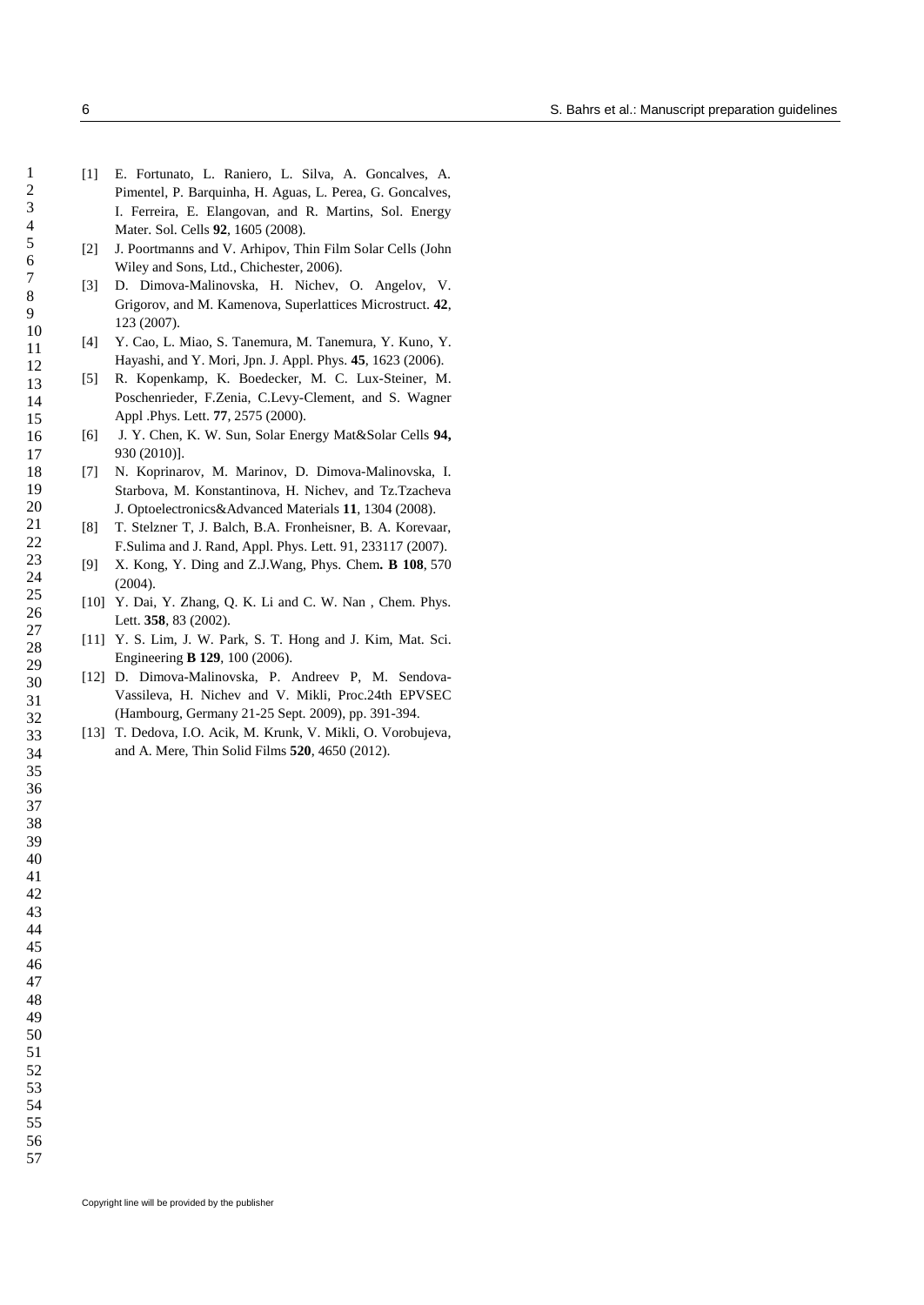[1] E. Fortunato, L. Raniero, L. Silva, A. Goncalves, A. Pimentel, P. Barquinha, H. Aguas, L. Perea, G. Goncalves, I. Ferreira, E. Elangovan, and R. Martins, Sol. Energy Mater. Sol. Cells **92**, 1605 (2008).

[2] J. Poortmanns and V. Arhipov, Thin Film Solar Cells (John Wiley and Sons, Ltd., Chichester, 2006).

[3] D. Dimova-Malinovska, H. Nichev, O. Angelov, V. Grigorov, and M. Kamenova, Superlattices Microstruct. **42**, 123 (2007).

[4] Y. Cao, L. Miao, S. Tanemura, M. Tanemura, Y. Kuno, Y. Hayashi, and Y. Mori, Jpn. J. Appl. Phys. **45**, 1623 (2006).

[5] R. Kopenkamp, K. Boedecker, M. C. Lux-Steiner, M. Poschenrieder, F.Zenia, C.Levy-Clement, and S. Wagner Appl .Phys. Lett. **77**, 2575 (2000).

[6] J. Y. Chen, K. W. Sun, Solar Energy Mat&Solar Cells **94,** 930 (2010)].

[7] N. Koprinarov, M. Marinov, D. Dimova-Malinovska, I. Starbova, M. Konstantinova, H. Nichev, and Tz.Tzacheva J. Optoelectronics&Advanced Materials **11**, 1304 (2008).

[8] T. Stelzner T, J. Balch, B.A. Fronheisner, B. A. Korevaar, F.Sulima and J. Rand, Appl. Phys. Lett. 91, 233117 (2007).

[9] X. Kong, Y. Ding and Z.J.Wang, Phys. Chem**. B 108**, 570 (2004).

[10] Y. Dai, Y. Zhang, Q. K. Li and C. W. Nan , Chem. Phys. Lett. **358**, 83 (2002).

[11] Y. S. Lim, J. W. Park, S. T. Hong and J. Kim, Mat. Sci. Engineering **B 129**, 100 (2006).

[12] D. Dimova-Malinovska, P. Andreev P, M. Sendova-Vassileva, H. Nichev and V. Mikli, Proc.24th EPVSEC (Hambourg, Germany 21-25 Sept. 2009), pp. 391-394.

[13] T. Dedova, I.O. Acik, M. Krunk, V. Mikli, O. Vorobujeva, and A. Mere, Thin Solid Films **520**, 4650 (2012).